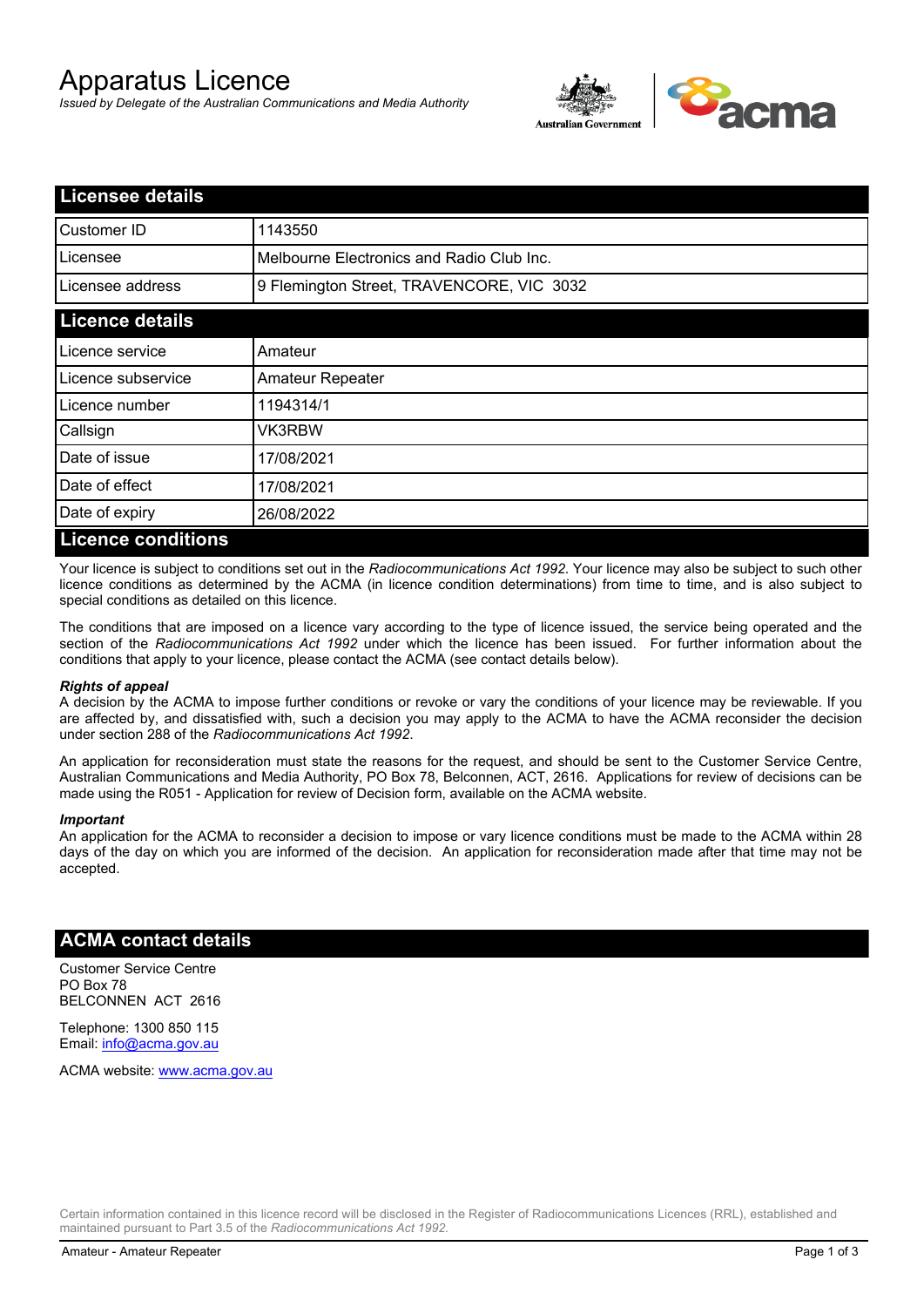# Apparatus Licence

*Issued by Delegate of the Australian Communications and Media Authority*

## Licensee details

| | |
|---|---|
| Customer ID | 1143550 |
| Licensee | Melbourne Electronics and Radio Club Inc. |
| Licensee address | 9 Flemington Street, TRAVENCORE, VIC 3032 |

## Licence details

| | |
|---|---|
| Licence service | Amateur |
| Licence subservice | Amateur Repeater |
| Licence number | 1194314/1 |
| Callsign | VK3RBW |
| Date of issue | 17/08/2021 |
| Date of effect | 17/08/2021 |
| Date of expiry | 26/08/2022 |

## Licence conditions

Your licence is subject to conditions set out in the *Radiocommunications Act 1992*. Your licence may also be subject to such other licence conditions as determined by the ACMA (in licence condition determinations) from time to time, and is also subject to special conditions as detailed on this licence.

The conditions that are imposed on a licence vary according to the type of licence issued, the service being operated and the section of the *Radiocommunications Act 1992* under which the licence has been issued. For further information about the conditions that apply to your licence, please contact the ACMA (see contact details below).

***Rights of appeal***

A decision by the ACMA to impose further conditions or revoke or vary the conditions of your licence may be reviewable. If you are affected by, and dissatisfied with, such a decision you may apply to the ACMA to have the ACMA reconsider the decision under section 288 of the *Radiocommunications Act 1992*.

An application for reconsideration must state the reasons for the request, and should be sent to the Customer Service Centre, Australian Communications and Media Authority, PO Box 78, Belconnen, ACT, 2616. Applications for review of decisions can be made using the R051 - Application for review of Decision form, available on the ACMA website.

***Important***

An application for the ACMA to reconsider a decision to impose or vary licence conditions must be made to the ACMA within 28 days of the day on which you are informed of the decision. An application for reconsideration made after that time may not be accepted.

## ACMA contact details

Customer Service Centre
PO Box 78
BELCONNEN ACT 2616

Telephone: 1300 850 115
Email: info@acma.gov.au

ACMA website: www.acma.gov.au

Certain information contained in this licence record will be disclosed in the Register of Radiocommunications Licences (RRL), established and maintained pursuant to Part 3.5 of the *Radiocommunications Act 1992.*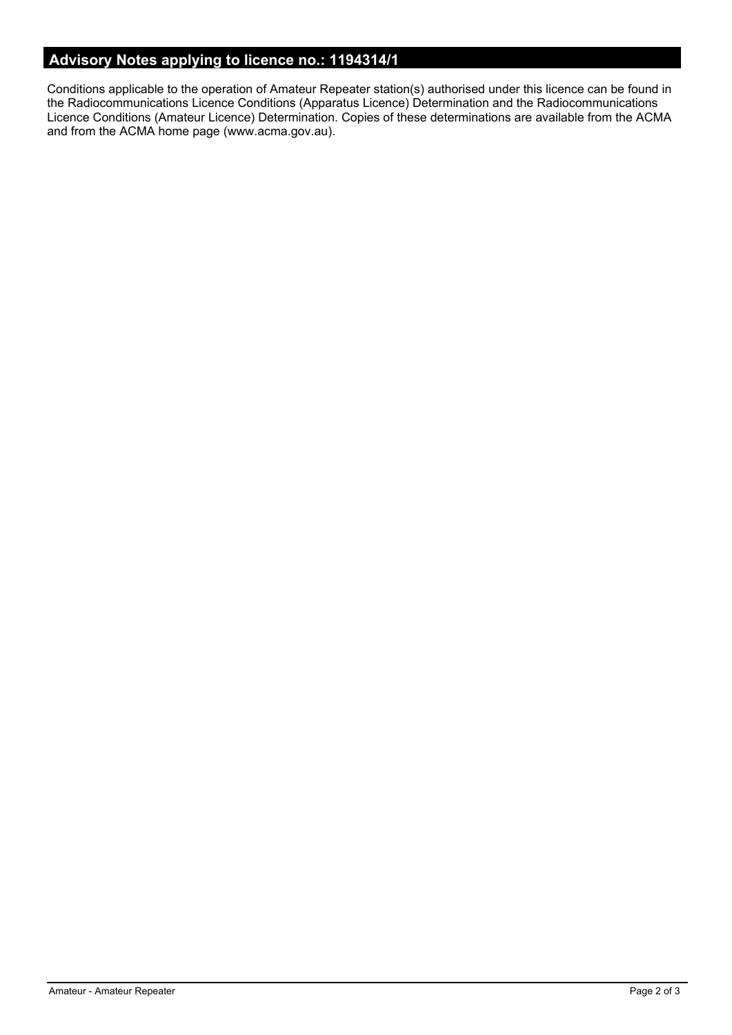## Advisory Notes applying to licence no.: 1194314/1

Conditions applicable to the operation of Amateur Repeater station(s) authorised under this licence can be found in the Radiocommunications Licence Conditions (Apparatus Licence) Determination and the Radiocommunications Licence Conditions (Amateur Licence) Determination. Copies of these determinations are available from the ACMA and from the ACMA home page (www.acma.gov.au).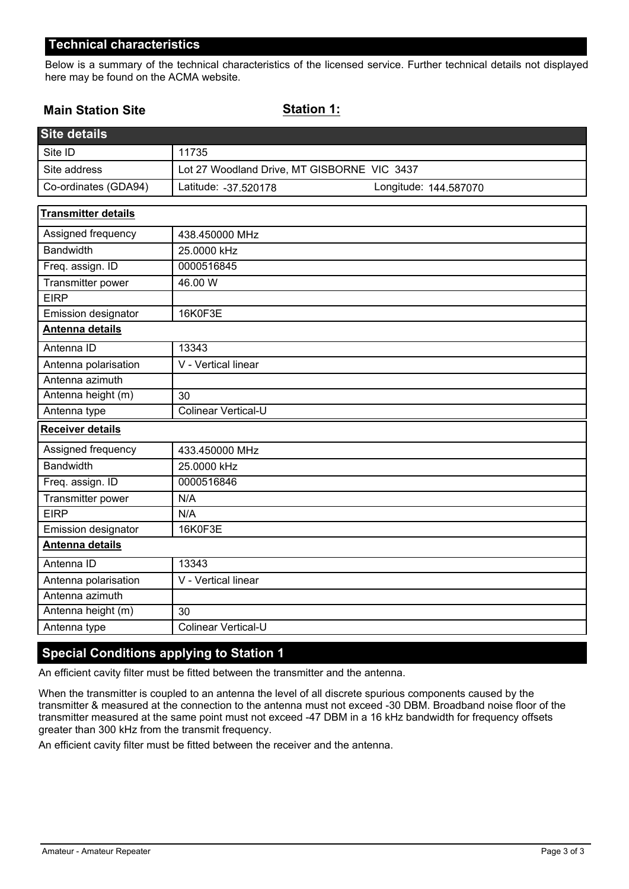## Technical characteristics

Below is a summary of the technical characteristics of the licensed service. Further technical details not displayed here may be found on the ACMA website.

**Main Station Site** **Station 1:**

| Site details | |
|---|---|
| Site ID | 11735 |
| Site address | Lot 27 Woodland Drive, MT GISBORNE VIC 3437 |
| Co-ordinates (GDA94) | Latitude: -37.520178 Longitude: 144.587070 |

| Transmitter details | |
|---|---|
| Assigned frequency | 438.450000 MHz |
| Bandwidth | 25.0000 kHz |
| Freq. assign. ID | 0000516845 |
| Transmitter power | 46.00 W |
| EIRP | |
| Emission designator | 16K0F3E |
| **Antenna details** | |
| Antenna ID | 13343 |
| Antenna polarisation | V - Vertical linear |
| Antenna azimuth | |
| Antenna height (m) | 30 |
| Antenna type | Colinear Vertical-U |

| Receiver details | |
|---|---|
| Assigned frequency | 433.450000 MHz |
| Bandwidth | 25.0000 kHz |
| Freq. assign. ID | 0000516846 |
| Transmitter power | N/A |
| EIRP | N/A |
| Emission designator | 16K0F3E |
| **Antenna details** | |
| Antenna ID | 13343 |
| Antenna polarisation | V - Vertical linear |
| Antenna azimuth | |
| Antenna height (m) | 30 |
| Antenna type | Colinear Vertical-U |

## Special Conditions applying to Station 1

An efficient cavity filter must be fitted between the transmitter and the antenna.

When the transmitter is coupled to an antenna the level of all discrete spurious components caused by the transmitter & measured at the connection to the antenna must not exceed -30 DBM. Broadband noise floor of the transmitter measured at the same point must not exceed -47 DBM in a 16 kHz bandwidth for frequency offsets greater than 300 kHz from the transmit frequency.

An efficient cavity filter must be fitted between the receiver and the antenna.